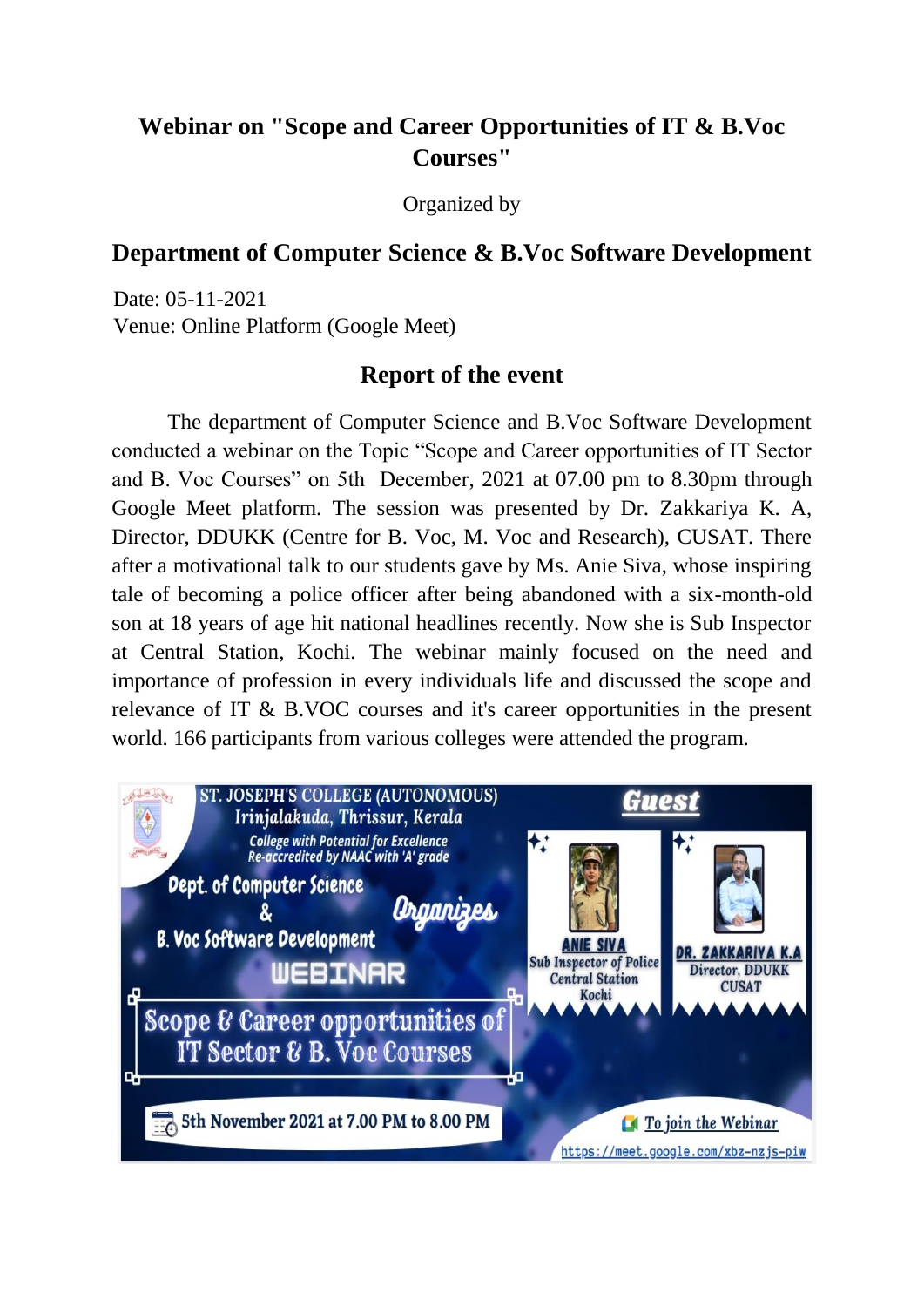## Webinar on "Scope and Career Opportunities of IT & B.Voc Courses"

Organized by

### Department of Computer Science & B.Voc Software Development

Date: 05-11-2021
Venue: Online Platform (Google Meet)

### Report of the event

The department of Computer Science and B.Voc Software Development conducted a webinar on the Topic "Scope and Career opportunities of IT Sector and B. Voc Courses" on 5th December, 2021 at 07.00 pm to 8.30pm through Google Meet platform. The session was presented by Dr. Zakkariya K. A, Director, DDUKK (Centre for B. Voc, M. Voc and Research), CUSAT. There after a motivational talk to our students gave by Ms. Anie Siva, whose inspiring tale of becoming a police officer after being abandoned with a six-month-old son at 18 years of age hit national headlines recently. Now she is Sub Inspector at Central Station, Kochi. The webinar mainly focused on the need and importance of profession in every individuals life and discussed the scope and relevance of IT & B.VOC courses and it's career opportunities in the present world. 166 participants from various colleges were attended the program.

ST. JOSEPH'S COLLEGE (AUTONOMOUS)
Irinjalakuda, Thrissur, Kerala
College with Potential for Excellence
Re-accredited by NAAC with 'A' grade

Dept. of Computer Science & B. Voc Software Development Organizes

WEBINAR

Scope & Career opportunities of IT Sector & B. Voc Courses

5th November 2021 at 7.00 PM to 8.00 PM

Guest

ANIE SIVA
Sub Inspector of Police
Central Station
Kochi

DR. ZAKKARIYA K.A
Director, DDUKK
CUSAT

To join the Webinar
https://meet.google.com/xbz-nzjs-piw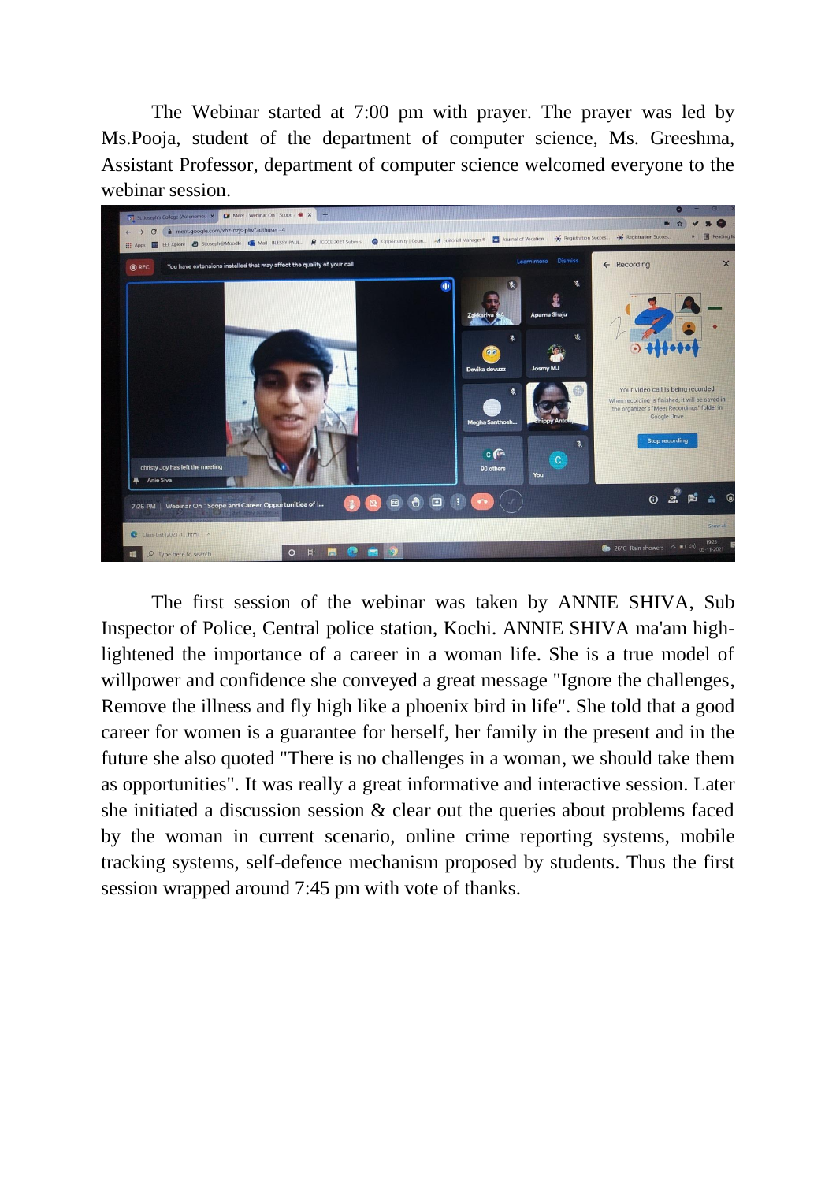The Webinar started at 7:00 pm with prayer. The prayer was led by Ms.Pooja, student of the department of computer science, Ms. Greeshma, Assistant Professor, department of computer science welcomed everyone to the webinar session.

The first session of the webinar was taken by ANNIE SHIVA, Sub Inspector of Police, Central police station, Kochi. ANNIE SHIVA ma'am high-lightened the importance of a career in a woman life. She is a true model of willpower and confidence she conveyed a great message "Ignore the challenges, Remove the illness and fly high like a phoenix bird in life". She told that a good career for women is a guarantee for herself, her family in the present and in the future she also quoted "There is no challenges in a woman, we should take them as opportunities". It was really a great informative and interactive session. Later she initiated a discussion session & clear out the queries about problems faced by the woman in current scenario, online crime reporting systems, mobile tracking systems, self-defence mechanism proposed by students. Thus the first session wrapped around 7:45 pm with vote of thanks.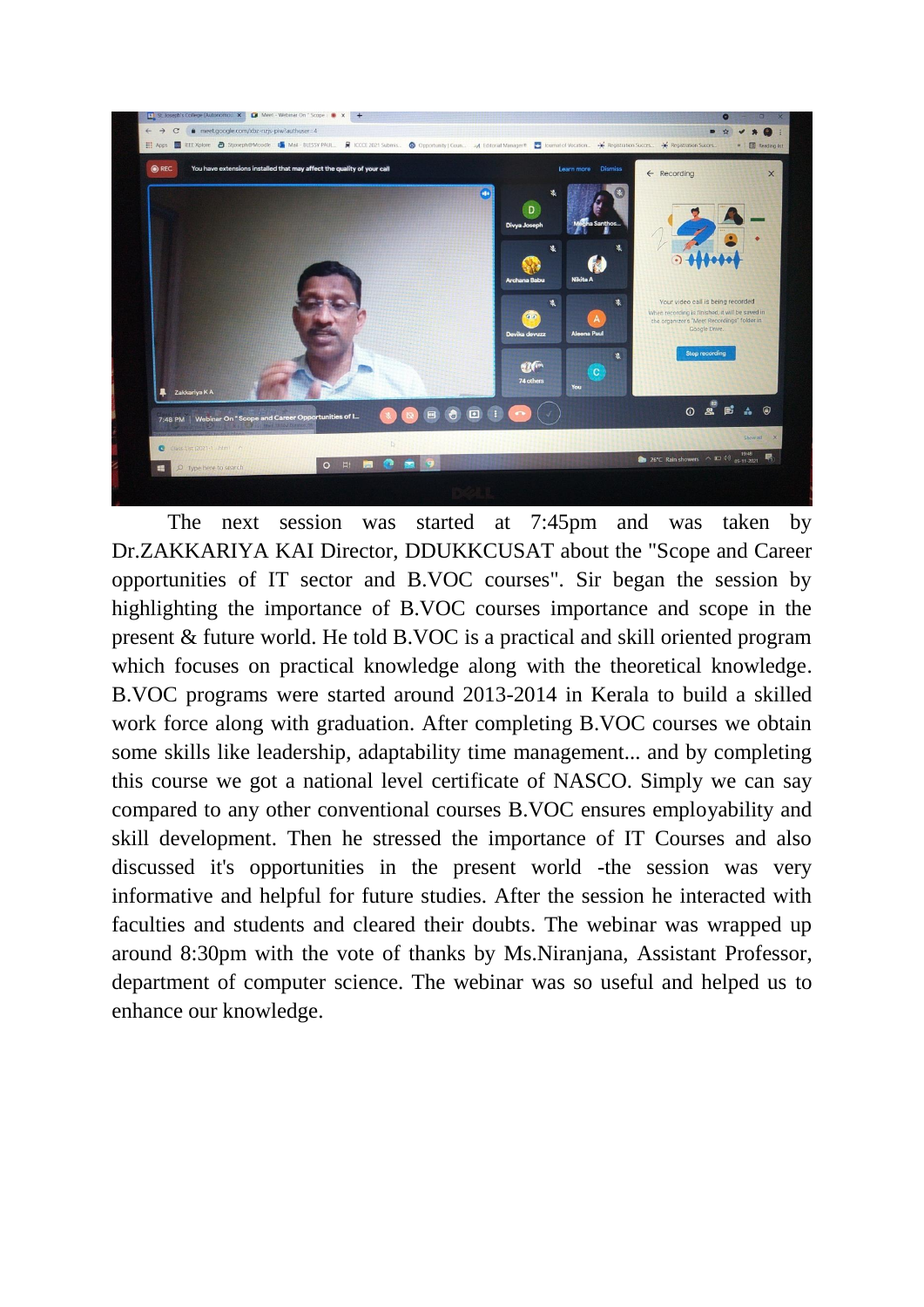The next session was started at 7:45pm and was taken by Dr.ZAKKARIYA KAI Director, DDUKKCUSAT about the "Scope and Career opportunities of IT sector and B.VOC courses". Sir began the session by highlighting the importance of B.VOC courses importance and scope in the present & future world. He told B.VOC is a practical and skill oriented program which focuses on practical knowledge along with the theoretical knowledge. B.VOC programs were started around 2013-2014 in Kerala to build a skilled work force along with graduation. After completing B.VOC courses we obtain some skills like leadership, adaptability time management... and by completing this course we got a national level certificate of NASCO. Simply we can say compared to any other conventional courses B.VOC ensures employability and skill development. Then he stressed the importance of IT Courses and also discussed it's opportunities in the present world -the session was very informative and helpful for future studies. After the session he interacted with faculties and students and cleared their doubts. The webinar was wrapped up around 8:30pm with the vote of thanks by Ms.Niranjana, Assistant Professor, department of computer science. The webinar was so useful and helped us to enhance our knowledge.